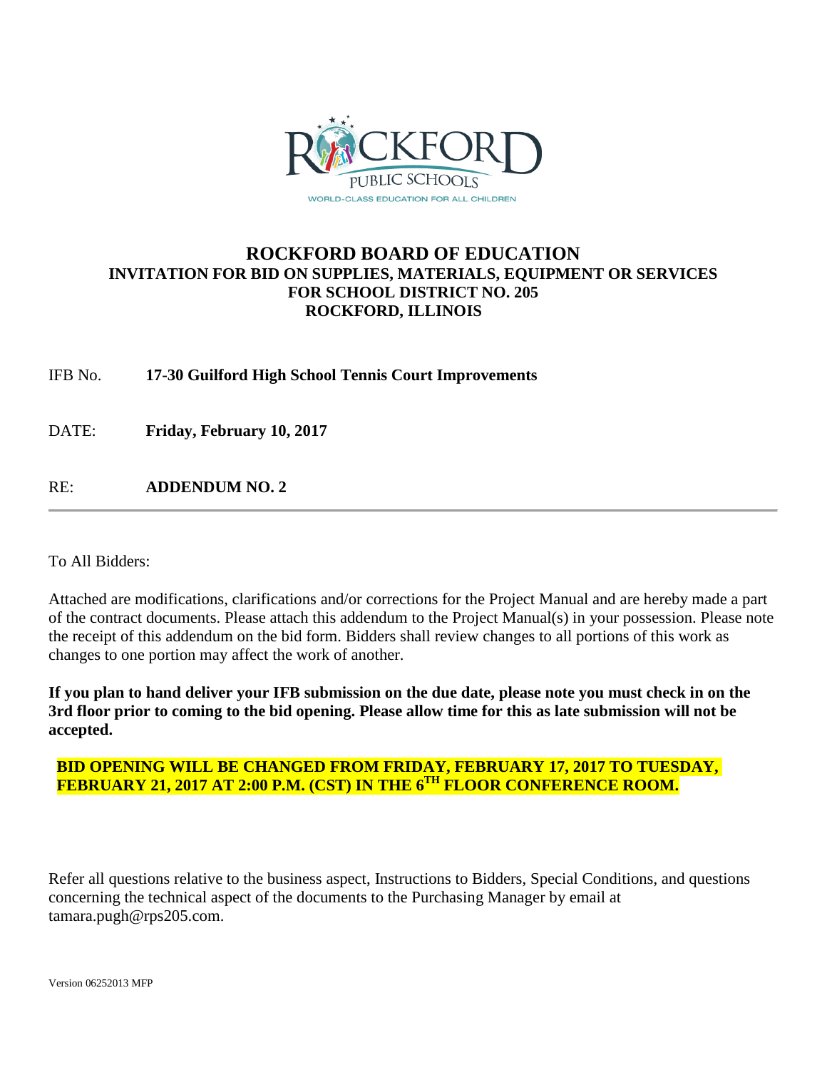# ROCKFORD BOARD OF EDUCATION

## INVITATION FOR BID ON SUPPLIES, MATERIALS, EQUIPMENT OR SERVICES FOR SCHOOL DISTRICT NO. 205 ROCKFORD, ILLINOIS

IFB No. **17-30 Guilford High School Tennis Court Improvements**

DATE: **Friday, February 10, 2017**

RE: **ADDENDUM NO. 2**

---

To All Bidders:

Attached are modifications, clarifications and/or corrections for the Project Manual and are hereby made a part of the contract documents. Please attach this addendum to the Project Manual(s) in your possession. Please note the receipt of this addendum on the bid form. Bidders shall review changes to all portions of this work as changes to one portion may affect the work of another.

**If you plan to hand deliver your IFB submission on the due date, please note you must check in on the 3rd floor prior to coming to the bid opening. Please allow time for this as late submission will not be accepted.**

**BID OPENING WILL BE CHANGED FROM FRIDAY, FEBRUARY 17, 2017 TO TUESDAY, FEBRUARY 21, 2017 AT 2:00 P.M. (CST) IN THE 6TH FLOOR CONFERENCE ROOM.**

Refer all questions relative to the business aspect, Instructions to Bidders, Special Conditions, and questions concerning the technical aspect of the documents to the Purchasing Manager by email at tamara.pugh@rps205.com.

Version 06252013 MFP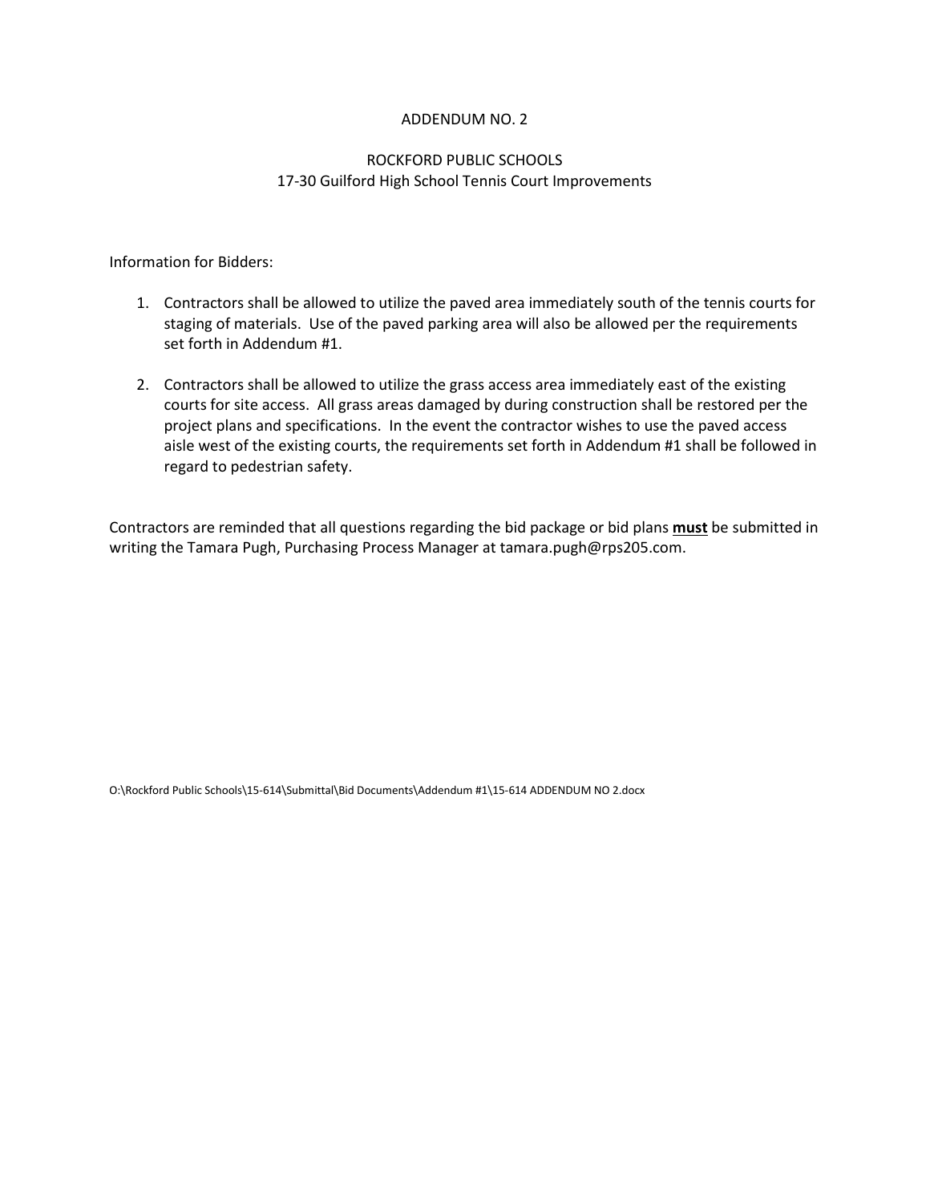# ADDENDUM NO. 2

## ROCKFORD PUBLIC SCHOOLS
## 17-30 Guilford High School Tennis Court Improvements

Information for Bidders:

1. Contractors shall be allowed to utilize the paved area immediately south of the tennis courts for staging of materials. Use of the paved parking area will also be allowed per the requirements set forth in Addendum #1.

2. Contractors shall be allowed to utilize the grass access area immediately east of the existing courts for site access. All grass areas damaged by during construction shall be restored per the project plans and specifications. In the event the contractor wishes to use the paved access aisle west of the existing courts, the requirements set forth in Addendum #1 shall be followed in regard to pedestrian safety.

Contractors are reminded that all questions regarding the bid package or bid plans **must** be submitted in writing the Tamara Pugh, Purchasing Process Manager at tamara.pugh@rps205.com.

O:\Rockford Public Schools\15-614\Submittal\Bid Documents\Addendum #1\15-614 ADDENDUM NO 2.docx